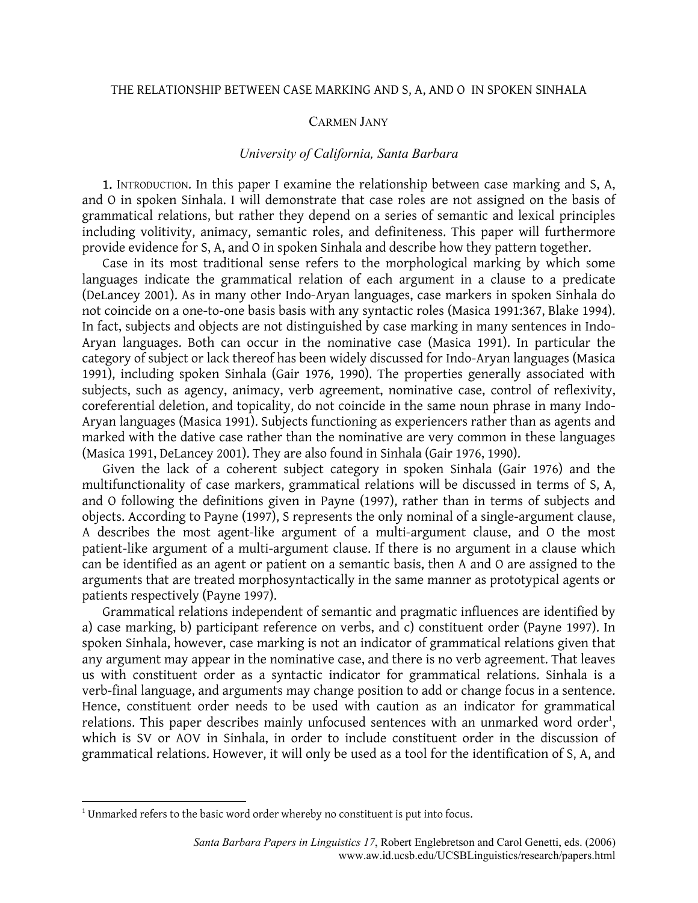# THE RELATIONSHIP BETWEEN CASE MARKING AND S, A, AND O IN SPOKEN SINHALA

CARMEN JANY

*University of California, Santa Barbara*

1. INTRODUCTION. In this paper I examine the relationship between case marking and S, A, and O in spoken Sinhala. I will demonstrate that case roles are not assigned on the basis of grammatical relations, but rather they depend on a series of semantic and lexical principles including volitivity, animacy, semantic roles, and definiteness. This paper will furthermore provide evidence for S, A, and O in spoken Sinhala and describe how they pattern together.

Case in its most traditional sense refers to the morphological marking by which some languages indicate the grammatical relation of each argument in a clause to a predicate (DeLancey 2001). As in many other Indo-Aryan languages, case markers in spoken Sinhala do not coincide on a one-to-one basis basis with any syntactic roles (Masica 1991:367, Blake 1994). In fact, subjects and objects are not distinguished by case marking in many sentences in Indo-Aryan languages. Both can occur in the nominative case (Masica 1991). In particular the category of subject or lack thereof has been widely discussed for Indo-Aryan languages (Masica 1991), including spoken Sinhala (Gair 1976, 1990). The properties generally associated with subjects, such as agency, animacy, verb agreement, nominative case, control of reflexivity, coreferential deletion, and topicality, do not coincide in the same noun phrase in many Indo-Aryan languages (Masica 1991). Subjects functioning as experiencers rather than as agents and marked with the dative case rather than the nominative are very common in these languages (Masica 1991, DeLancey 2001). They are also found in Sinhala (Gair 1976, 1990).

Given the lack of a coherent subject category in spoken Sinhala (Gair 1976) and the multifunctionality of case markers, grammatical relations will be discussed in terms of S, A, and O following the definitions given in Payne (1997), rather than in terms of subjects and objects. According to Payne (1997), S represents the only nominal of a single-argument clause, A describes the most agent-like argument of a multi-argument clause, and O the most patient-like argument of a multi-argument clause. If there is no argument in a clause which can be identified as an agent or patient on a semantic basis, then A and O are assigned to the arguments that are treated morphosyntactically in the same manner as prototypical agents or patients respectively (Payne 1997).

Grammatical relations independent of semantic and pragmatic influences are identified by a) case marking, b) participant reference on verbs, and c) constituent order (Payne 1997). In spoken Sinhala, however, case marking is not an indicator of grammatical relations given that any argument may appear in the nominative case, and there is no verb agreement. That leaves us with constituent order as a syntactic indicator for grammatical relations. Sinhala is a verb-final language, and arguments may change position to add or change focus in a sentence. Hence, constituent order needs to be used with caution as an indicator for grammatical relations. This paper describes mainly unfocused sentences with an unmarked word order[1], which is SV or AOV in Sinhala, in order to include constituent order in the discussion of grammatical relations. However, it will only be used as a tool for the identification of S, A, and

[1] Unmarked refers to the basic word order whereby no constituent is put into focus.

*Santa Barbara Papers in Linguistics 17*, Robert Englebretson and Carol Genetti, eds. (2006)
www.aw.id.ucsb.edu/UCSBLinguistics/research/papers.html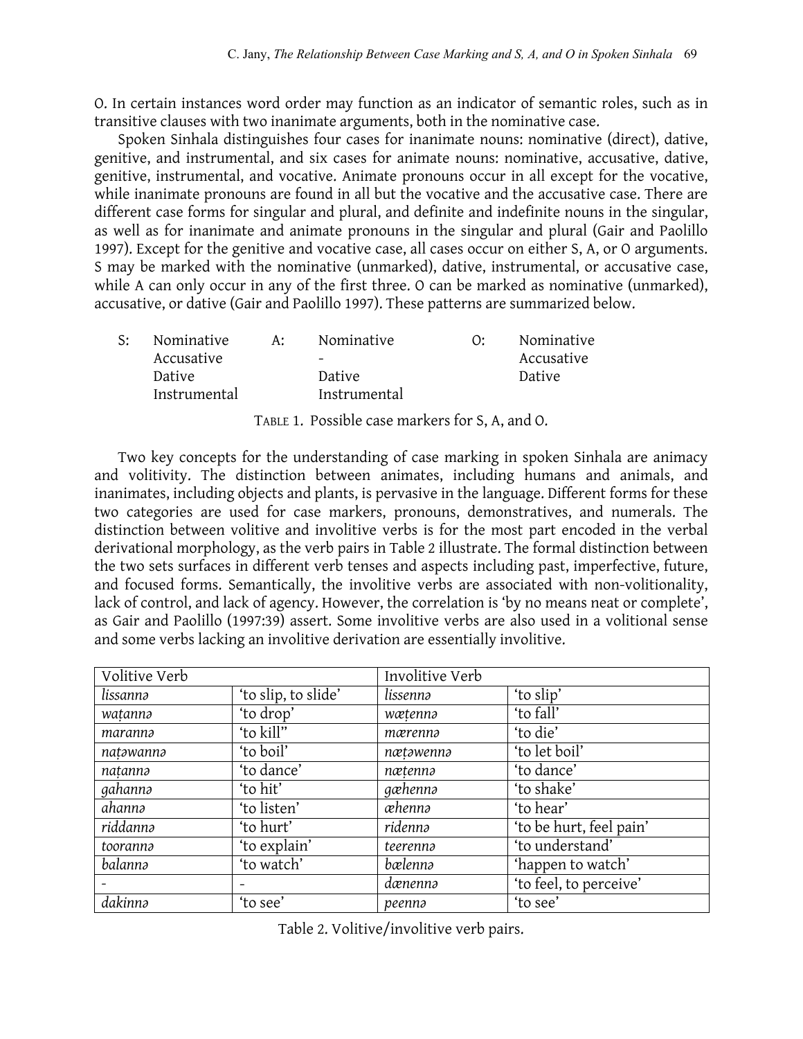O. In certain instances word order may function as an indicator of semantic roles, such as in transitive clauses with two inanimate arguments, both in the nominative case.

Spoken Sinhala distinguishes four cases for inanimate nouns: nominative (direct), dative, genitive, and instrumental, and six cases for animate nouns: nominative, accusative, dative, genitive, instrumental, and vocative. Animate pronouns occur in all except for the vocative, while inanimate pronouns are found in all but the vocative and the accusative case. There are different case forms for singular and plural, and definite and indefinite nouns in the singular, as well as for inanimate and animate pronouns in the singular and plural (Gair and Paolillo 1997). Except for the genitive and vocative case, all cases occur on either S, A, or O arguments. S may be marked with the nominative (unmarked), dative, instrumental, or accusative case, while A can only occur in any of the first three. O can be marked as nominative (unmarked), accusative, or dative (Gair and Paolillo 1997). These patterns are summarized below.

| S: | | A: | | O: | |
|---|---|---|---|---|---|
| | Nominative | | Nominative | | Nominative |
| | Accusative | | - | | Accusative |
| | Dative | | Dative | | Dative |
| | Instrumental | | Instrumental | | |

TABLE 1. Possible case markers for S, A, and O.

Two key concepts for the understanding of case marking in spoken Sinhala are animacy and volitivity. The distinction between animates, including humans and animals, and inanimates, including objects and plants, is pervasive in the language. Different forms for these two categories are used for case markers, pronouns, demonstratives, and numerals. The distinction between volitive and involitive verbs is for the most part encoded in the verbal derivational morphology, as the verb pairs in Table 2 illustrate. The formal distinction between the two sets surfaces in different verb tenses and aspects including past, imperfective, future, and focused forms. Semantically, the involitive verbs are associated with non-volitionality, lack of control, and lack of agency. However, the correlation is 'by no means neat or complete', as Gair and Paolillo (1997:39) assert. Some involitive verbs are also used in a volitional sense and some verbs lacking an involitive derivation are essentially involitive.

| Volitive Verb | | Involitive Verb | |
|---|---|---|---|
| *lissannə* | 'to slip, to slide' | *lissennə* | 'to slip' |
| *waṭannə* | 'to drop' | *wæṭennə* | 'to fall' |
| *marannə* | 'to kill'' | *mærennə* | 'to die' |
| *naṭəwannə* | 'to boil' | *næṭəwennə* | 'to let boil' |
| *naṭannə* | 'to dance' | *næṭennə* | 'to dance' |
| *gahannə* | 'to hit' | *gæhennə* | 'to shake' |
| *ahannə* | 'to listen' | *æhennə* | 'to hear' |
| *riddannə* | 'to hurt' | *ridennə* | 'to be hurt, feel pain' |
| *toorannə* | 'to explain' | *teerennə* | 'to understand' |
| *balannə* | 'to watch' | *bælennə* | 'happen to watch' |
| - | - | *dænennə* | 'to feel, to perceive' |
| *dakinnə* | 'to see' | *peennə* | 'to see' |

Table 2. Volitive/involitive verb pairs.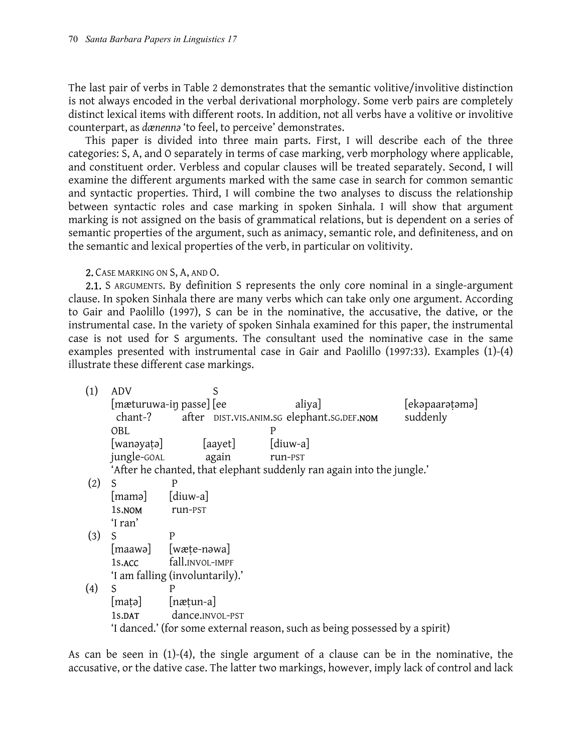The last pair of verbs in Table 2 demonstrates that the semantic volitive/involitive distinction is not always encoded in the verbal derivational morphology. Some verb pairs are completely distinct lexical items with different roots. In addition, not all verbs have a volitive or involitive counterpart, as *dænennə* 'to feel, to perceive' demonstrates.

This paper is divided into three main parts. First, I will describe each of the three categories: S, A, and O separately in terms of case marking, verb morphology where applicable, and constituent order. Verbless and copular clauses will be treated separately. Second, I will examine the different arguments marked with the same case in search for common semantic and syntactic properties. Third, I will combine the two analyses to discuss the relationship between syntactic roles and case marking in spoken Sinhala. I will show that argument marking is not assigned on the basis of grammatical relations, but is dependent on a series of semantic properties of the argument, such as animacy, semantic role, and definiteness, and on the semantic and lexical properties of the verb, in particular on volitivity.

## 2. CASE MARKING ON S, A, AND O.

**2.1.** S ARGUMENTS. By definition S represents the only core nominal in a single-argument clause. In spoken Sinhala there are many verbs which can take only one argument. According to Gair and Paolillo (1997), S can be in the nominative, the accusative, the dative, or the instrumental case. In the variety of spoken Sinhala examined for this paper, the instrumental case is not used for S arguments. The consultant used the nominative case in the same examples presented with instrumental case in Gair and Paolillo (1997:33). Examples (1)-(4) illustrate these different case markings.

```
(1)  ADV                     S
     [mæturuwa-iŋ passe] [ee                    aliya]                    [ekəpaarəṭəmə]
      chant-?       after  DIST.VIS.ANIM.SG  elephant.SG.DEF.NOM     suddenly
     OBL                                      P
     [wanəyaṭə]          [aayet]          [diuw-a]
     jungle-GOAL          again            run-PST
     'After he chanted, that elephant suddenly ran again into the jungle.'
(2)  S          P
     [mamə]     [diuw-a]
     1S.NOM      run-PST
     'I ran'
(3)  S          P
     [maawə]    [wæṭe-nəwa]
     1S.ACC     fall.INVOL-IMPF
     'I am falling (involuntarily).'
(4)  S          P
     [maṭə]     [næṭun-a]
     1S.DAT      dance.INVOL-PST
     'I danced.' (for some external reason, such as being possessed by a spirit)
```

As can be seen in (1)-(4), the single argument of a clause can be in the nominative, the accusative, or the dative case. The latter two markings, however, imply lack of control and lack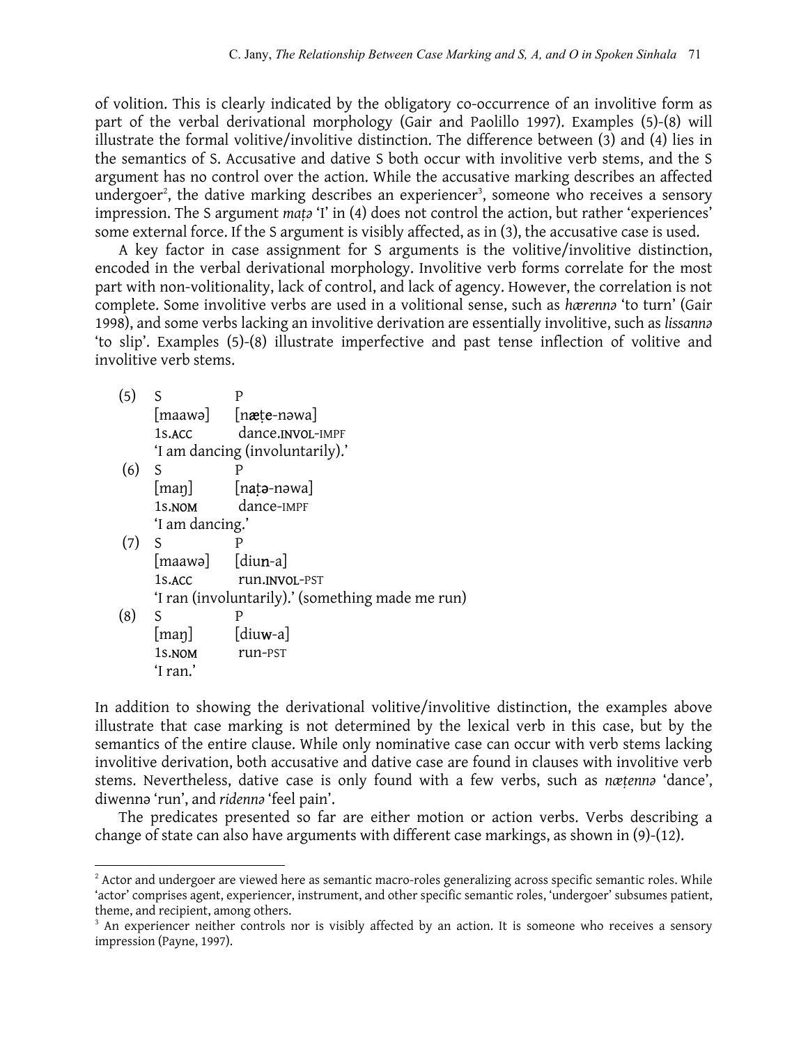of volition. This is clearly indicated by the obligatory co-occurrence of an involitive form as part of the verbal derivational morphology (Gair and Paolillo 1997). Examples (5)-(8) will illustrate the formal volitive/involitive distinction. The difference between (3) and (4) lies in the semantics of S. Accusative and dative S both occur with involitive verb stems, and the S argument has no control over the action. While the accusative marking describes an affected undergoer[2], the dative marking describes an experiencer[3], someone who receives a sensory impression. The S argument *maṭə* 'I' in (4) does not control the action, but rather 'experiences' some external force. If the S argument is visibly affected, as in (3), the accusative case is used.

A key factor in case assignment for S arguments is the volitive/involitive distinction, encoded in the verbal derivational morphology. Involitive verb forms correlate for the most part with non-volitionality, lack of control, and lack of agency. However, the correlation is not complete. Some involitive verbs are used in a volitional sense, such as *hærennə* 'to turn' (Gair 1998), and some verbs lacking an involitive derivation are essentially involitive, such as *lissannə* 'to slip'. Examples (5)-(8) illustrate imperfective and past tense inflection of volitive and involitive verb stems.

(5) S P
[maawə] [næ**ṭe**-nəwa]
1s.ACC dance.INVOL-IMPF
'I am dancing (involuntarily).'

(6) S P
[maŋ] [n**a**ṭ**ə**-nəwa]
1s.NOM dance-IMPF
'I am dancing.'

(7) S P
[maawə] [diu**n**-a]
1s.ACC run.INVOL-PST
'I ran (involuntarily).' (something made me run)

(8) S P
[maŋ] [diu**w**-a]
1s.NOM run-PST
'I ran.'

In addition to showing the derivational volitive/involitive distinction, the examples above illustrate that case marking is not determined by the lexical verb in this case, but by the semantics of the entire clause. While only nominative case can occur with verb stems lacking involitive derivation, both accusative and dative case are found in clauses with involitive verb stems. Nevertheless, dative case is only found with a few verbs, such as *næṭennə* 'dance', diwennə 'run', and *ridennə* 'feel pain'.

The predicates presented so far are either motion or action verbs. Verbs describing a change of state can also have arguments with different case markings, as shown in (9)-(12).

---

[2] Actor and undergoer are viewed here as semantic macro-roles generalizing across specific semantic roles. While 'actor' comprises agent, experiencer, instrument, and other specific semantic roles, 'undergoer' subsumes patient, theme, and recipient, among others.

[3] An experiencer neither controls nor is visibly affected by an action. It is someone who receives a sensory impression (Payne, 1997).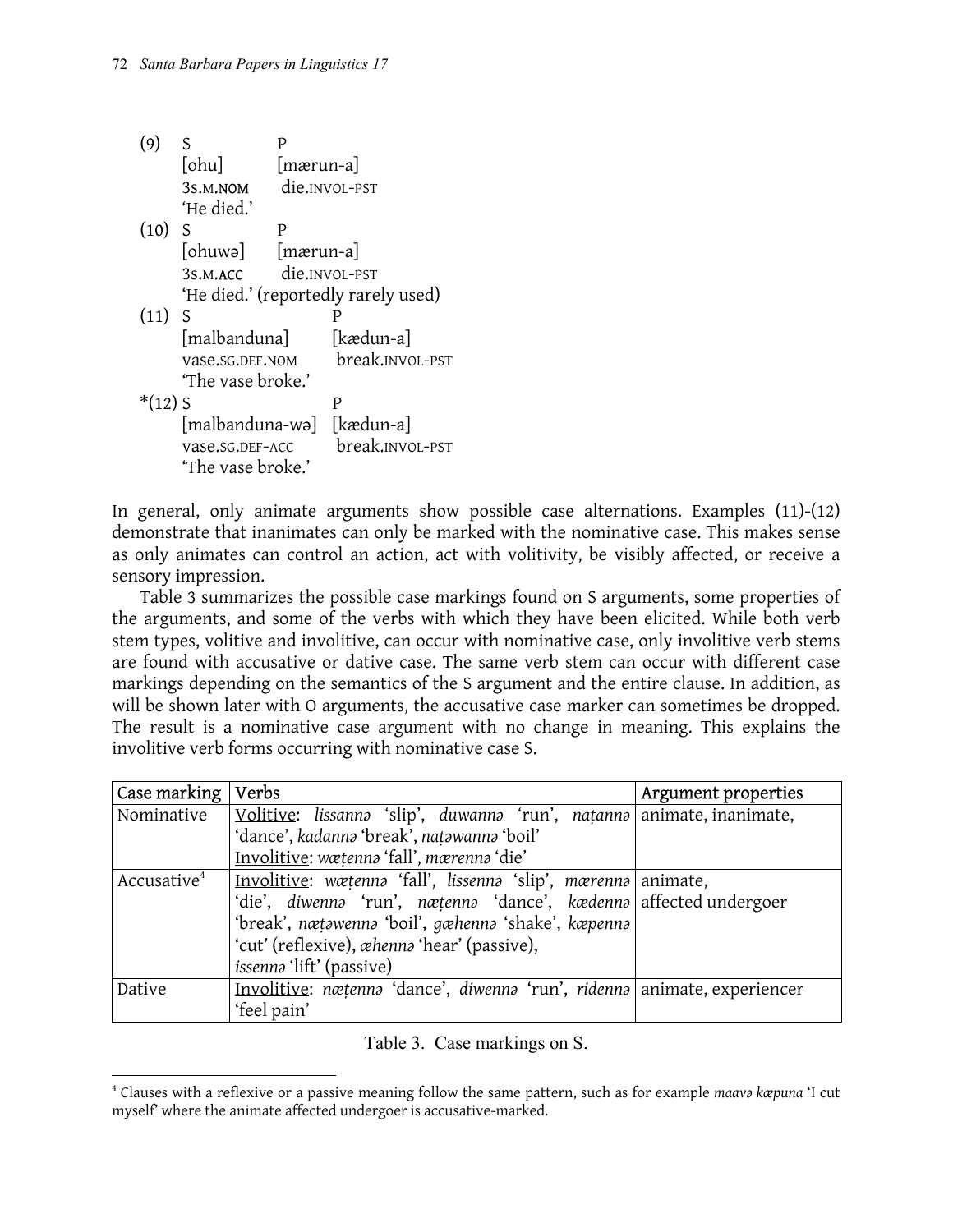(9) S P
[ohu] [mærun-a]
3S.M.NOM die.INVOL-PST
'He died.'

(10) S P
[ohuwə] [mærun-a]
3S.M.ACC die.INVOL-PST
'He died.' (reportedly rarely used)

(11) S P
[malbanduna] [kædun-a]
vase.SG.DEF.NOM break.INVOL-PST
'The vase broke.'

*(12) S P
[malbanduna-wə] [kædun-a]
vase.SG.DEF-ACC break.INVOL-PST
'The vase broke.'

In general, only animate arguments show possible case alternations. Examples (11)-(12) demonstrate that inanimates can only be marked with the nominative case. This makes sense as only animates can control an action, act with volitivity, be visibly affected, or receive a sensory impression.

Table 3 summarizes the possible case markings found on S arguments, some properties of the arguments, and some of the verbs with which they have been elicited. While both verb stem types, volitive and involitive, can occur with nominative case, only involitive verb stems are found with accusative or dative case. The same verb stem can occur with different case markings depending on the semantics of the S argument and the entire clause. In addition, as will be shown later with O arguments, the accusative case marker can sometimes be dropped. The result is a nominative case argument with no change in meaning. This explains the involitive verb forms occurring with nominative case S.

| Case marking | Verbs | Argument properties |
|---|---|---|
| Nominative | Volitive: *lissannə* 'slip', *duwannə* 'run', *naṭannə* 'dance', *kadannə* 'break', *naṭəwannə* 'boil'<br>Involitive: *wæṭennə* 'fall', *mærennə* 'die' | animate, inanimate, |
| Accusative[4] | Involitive: *wæṭennə* 'fall', *lissennə* 'slip', *mærennə* 'die', *diwennə* 'run', *næṭennə* 'dance', *kædennə* 'break', *næṭəwennə* 'boil', *gæhennə* 'shake', *kæpennə* 'cut' (reflexive), *æhennə* 'hear' (passive), *issennə* 'lift' (passive) | animate, affected undergoer |
| Dative | Involitive: *næṭennə* 'dance', *diwennə* 'run', *ridennə* 'feel pain' | animate, experiencer |

Table 3. Case markings on S.

[4] Clauses with a reflexive or a passive meaning follow the same pattern, such as for example *maavə kæpuna* 'I cut myself' where the animate affected undergoer is accusative-marked.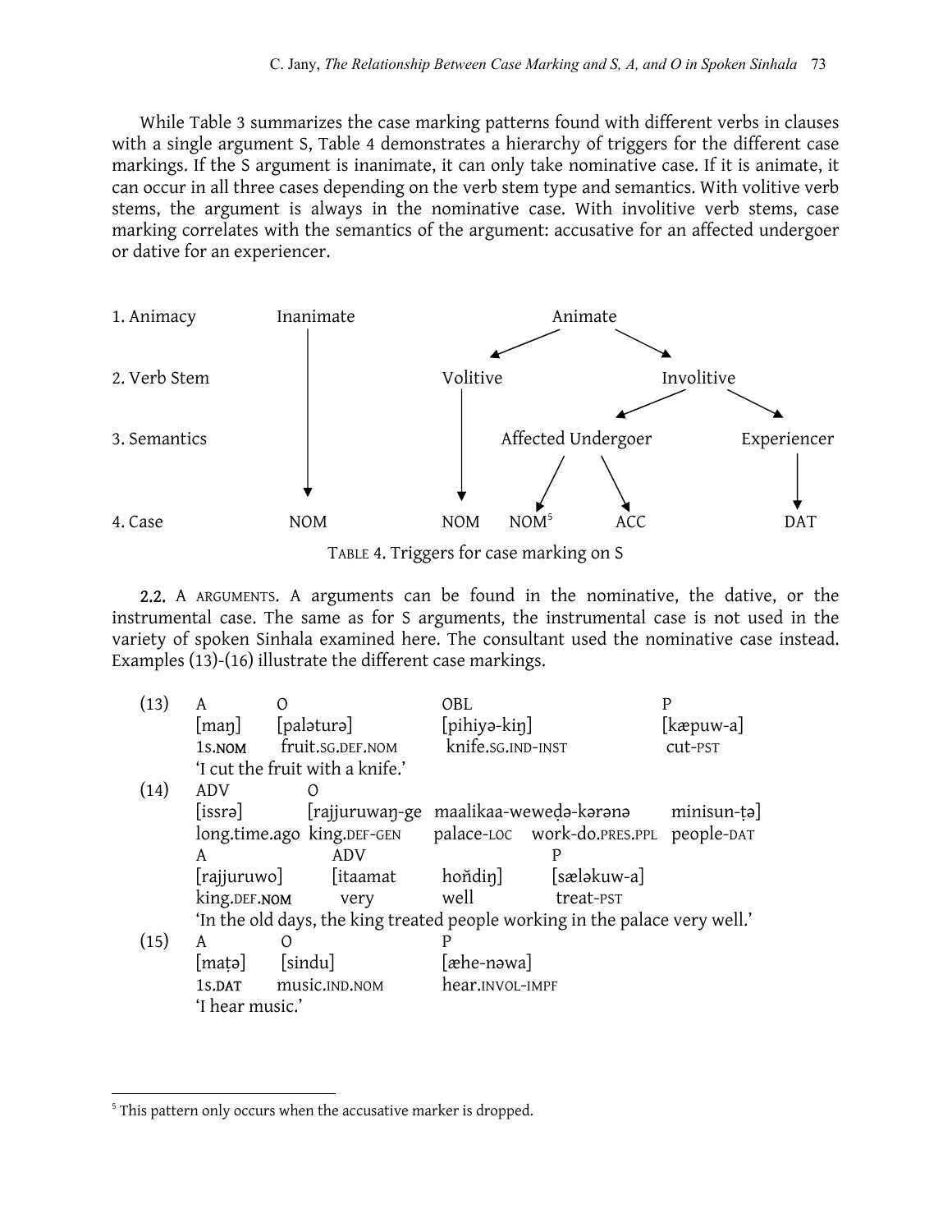While Table 3 summarizes the case marking patterns found with different verbs in clauses with a single argument S, Table 4 demonstrates a hierarchy of triggers for the different case markings. If the S argument is inanimate, it can only take nominative case. If it is animate, it can occur in all three cases depending on the verb stem type and semantics. With volitive verb stems, the argument is always in the nominative case. With involitive verb stems, case marking correlates with the semantics of the argument: accusative for an affected undergoer or dative for an experiencer.

| | | | | | |
|---|---|---|---|---|---|
| 1. Animacy | Inanimate | Animate | | | |
| 2. Verb Stem | ↓ | Volitive | Involitive | | |
| 3. Semantics | ↓ | ↓ | Affected Undergoer | | Experiencer |
| 4. Case | NOM | NOM | NOM[5] | ACC | DAT |

TABLE 4. Triggers for case marking on S

**2.2.** A ARGUMENTS. A arguments can be found in the nominative, the dative, or the instrumental case. The same as for S arguments, the instrumental case is not used in the variety of spoken Sinhala examined here. The consultant used the nominative case instead. Examples (13)-(16) illustrate the different case markings.

(13)
| A | O | OBL | P |
|---|---|---|---|
| [maŋ] | [paləturə] | [pihiyə-kiŋ] | [kæpuw-a] |
| 1S.NOM | fruit.SG.DEF.NOM | knife.SG.IND-INST | cut-PST |

'I cut the fruit with a knife.'

(14)
| ADV | O | | | |
|---|---|---|---|---|
| [issrə] | [rajjuruwaŋ-ge | maalikaa-wewedə-kərənə | minisun-ṭə] | |
| long.time.ago | king.DEF-GEN | palace-LOC | work-do.PRES.PPL | people-DAT |

| A | ADV | | P |
|---|---|---|---|
| [rajjuruwo] | [itaamat | hoňdiŋ] | [sæləkuw-a] |
| king.DEF.NOM | very | well | treat-PST |

'In the old days, the king treated people working in the palace very well.'

(15)
| A | O | P |
|---|---|---|
| [maṭə] | [sindu] | [æhe-nəwa] |
| 1S.DAT | music.IND.NOM | hear.INVOL-IMPF |

'I hear music.'

[5] This pattern only occurs when the accusative marker is dropped.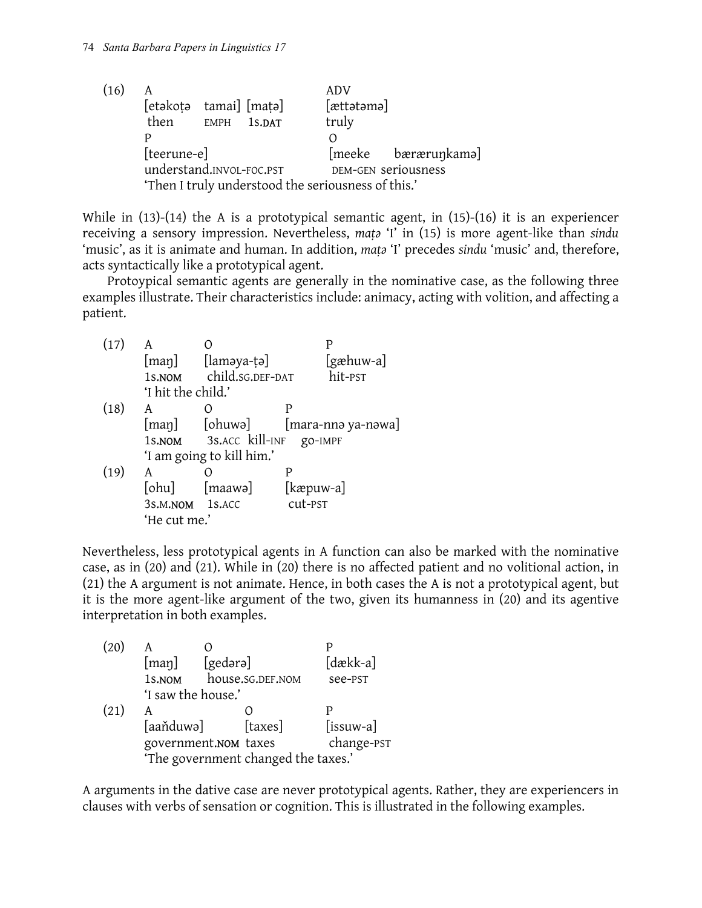(16)

| | | | |
|---|---|---|---|
| A | | ADV | |
| [etəkoṭə tamai] | [maṭə] | [ættətəmə] | |
| then EMPH | 1S.DAT | truly | |
| P | | O | |
| [teerune-e] | | [meeke | bæræruŋkamə] |
| understand.INVOL-FOC.PST | | DEM-GEN | seriousness |

'Then I truly understood the seriousness of this.'

While in (13)-(14) the A is a prototypical semantic agent, in (15)-(16) it is an experiencer receiving a sensory impression. Nevertheless, *maṭə* 'I' in (15) is more agent-like than *sindu* 'music', as it is animate and human. In addition, *maṭə* 'I' precedes *sindu* 'music' and, therefore, acts syntactically like a prototypical agent.

Protoypical semantic agents are generally in the nominative case, as the following three examples illustrate. Their characteristics include: animacy, acting with volition, and affecting a patient.

(17)

| A | O | P |
|---|---|---|
| [maŋ] | [laməya-ṭə] | [gæhuw-a] |
| 1S.NOM | child.SG.DEF-DAT | hit-PST |

'I hit the child.'

(18)

| A | O | P |
|---|---|---|
| [maŋ] | [ohuwə] | [mara-nnə ya-nəwa] |
| 1S.NOM | 3S.ACC | kill-INF go-IMPF |

'I am going to kill him.'

(19)

| A | O | P |
|---|---|---|
| [ohu] | [maawə] | [kæpuw-a] |
| 3S.M.NOM | 1S.ACC | cut-PST |

'He cut me.'

Nevertheless, less prototypical agents in A function can also be marked with the nominative case, as in (20) and (21). While in (20) there is no affected patient and no volitional action, in (21) the A argument is not animate. Hence, in both cases the A is not a prototypical agent, but it is the more agent-like argument of the two, given its humanness in (20) and its agentive interpretation in both examples.

(20)

| A | O | P |
|---|---|---|
| [maŋ] | [gedərə] | [dækk-a] |
| 1S.NOM | house.SG.DEF.NOM | see-PST |

'I saw the house.'

(21)

| A | O | P |
|---|---|---|
| [aañduwə] | [taxes] | [issuw-a] |
| government.NOM | taxes | change-PST |

'The government changed the taxes.'

A arguments in the dative case are never prototypical agents. Rather, they are experiencers in clauses with verbs of sensation or cognition. This is illustrated in the following examples.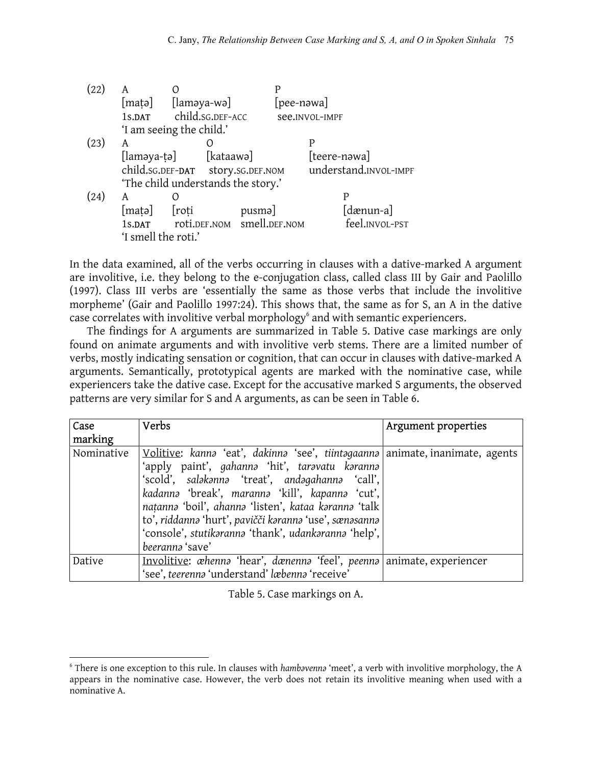(22) A O P  
[maṭə] [laməya-wə] [pee-nəwa]  
1s.DAT child.SG.DEF-ACC see.INVOL-IMPF  
'I am seeing the child.'

(23) A O P  
[laməya-ṭə] [kataawə] [teere-nəwa]  
child.SG.DEF-DAT story.SG.DEF.NOM understand.INVOL-IMPF  
'The child understands the story.'

(24) A O P  
[maṭə] [roṭi pusmə] [dænun-a]  
1s.DAT roti.DEF.NOM smell.DEF.NOM feel.INVOL-PST  
'I smell the roti.'

In the data examined, all of the verbs occurring in clauses with a dative-marked A argument are involitive, i.e. they belong to the e-conjugation class, called class III by Gair and Paolillo (1997). Class III verbs are 'essentially the same as those verbs that include the involitive morpheme' (Gair and Paolillo 1997:24). This shows that, the same as for S, an A in the dative case correlates with involitive verbal morphology[6] and with semantic experiencers.

The findings for A arguments are summarized in Table 5. Dative case markings are only found on animate arguments and with involitive verb stems. There are a limited number of verbs, mostly indicating sensation or cognition, that can occur in clauses with dative-marked A arguments. Semantically, prototypical agents are marked with the nominative case, while experiencers take the dative case. Except for the accusative marked S arguments, the observed patterns are very similar for S and A arguments, as can be seen in Table 6.

| Case marking | Verbs | Argument properties |
|---|---|---|
| Nominative | Volitive: *kannə* 'eat', *dakinnə* 'see', *tiintəgaannə* 'apply paint', *gahannə* 'hit', *tarəvatu kərannə* 'scold', *saləkənnə* 'treat', *andəgahannə* 'call', *kadannə* 'break', *marannə* 'kill', *kapannə* 'cut', *naṭannə* 'boil', *ahannə* 'listen', *kataa kərannə* 'talk to', *riddannə* 'hurt', *pavičči kərannə* 'use', *sænəsannə* 'console', *stutikərannə* 'thank', *udankərannə* 'help', *beerannə* 'save' | animate, inanimate, agents |
| Dative | Involitive: *æhennə* 'hear', *dænennə* 'feel', *peennə* 'see', *teerennə* 'understand' *læbennə* 'receive' | animate, experiencer |

Table 5. Case markings on A.

[6] There is one exception to this rule. In clauses with *hambəvennə* 'meet', a verb with involitive morphology, the A appears in the nominative case. However, the verb does not retain its involitive meaning when used with a nominative A.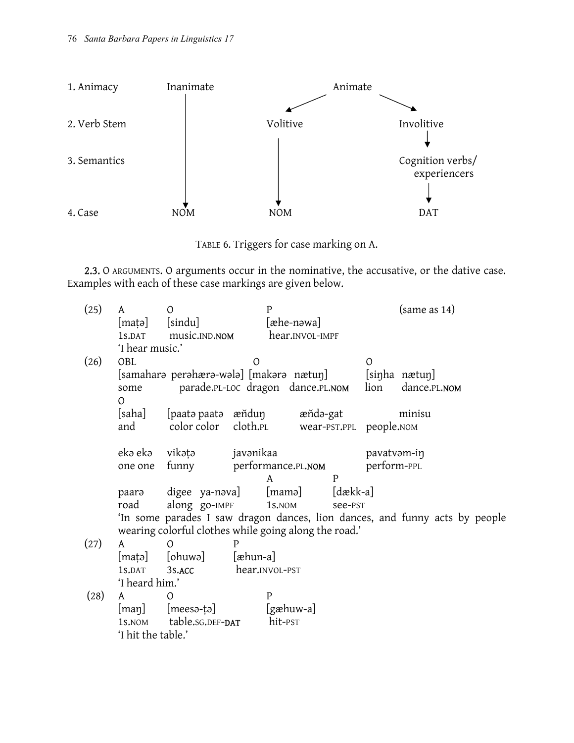| 1. Animacy | Inanimate | | Animate | |
|---|---|---|---|---|
| 2. Verb Stem | ↓ | Volitive | | Involitive |
| 3. Semantics | ↓ | ↓ | | Cognition verbs/ experiencers |
| 4. Case | NOM | NOM | | DAT |

TABLE 6. Triggers for case marking on A.

**2.3.** O ARGUMENTS. O arguments occur in the nominative, the accusative, or the dative case. Examples with each of these case markings are given below.

(25)
```
A          O                    P                         (same as 14)
[maṭə]     [sindu]              [æhe-nəwa]
1s.DAT     music.IND.NOM        hear.INVOL-IMPF
'I hear music.'
```

(26)
```
OBL                                 O                          O
[samaharə  perəhærə-wələ]  [makərə  nætuŋ]              [siŋha  nætuŋ]
some       parade.PL-LOC   dragon   dance.PL.NOM        lion    dance.PL.NOM
O
[saha]     [paatə paatə    æňduŋ        æňdə-gat            minisu
and        color color     cloth.PL     wear-PST.PPL        people.NOM

ekə ekə    vikəṭə          javənikaa                    pavatvəm-iŋ
one one    funny           performance.PL.NOM           perform-PPL
                                A            P
paarə      digee  ya-nəva]     [mamə]       [dækk-a]
road       along  go-IMPF      1s.NOM       see-PST
```
'In some parades I saw dragon dances, lion dances, and funny acts by people wearing colorful clothes while going along the road.'

(27)
```
A          O            P
[maṭə]     [ohuwə]      [æhun-a]
1s.DAT     3s.ACC       hear.INVOL-PST
'I heard him.'
```

(28)
```
A          O                    P
[maŋ]      [meesə-ṭə]           [gæhuw-a]
1s.NOM     table.SG.DEF-DAT     hit-PST
'I hit the table.'
```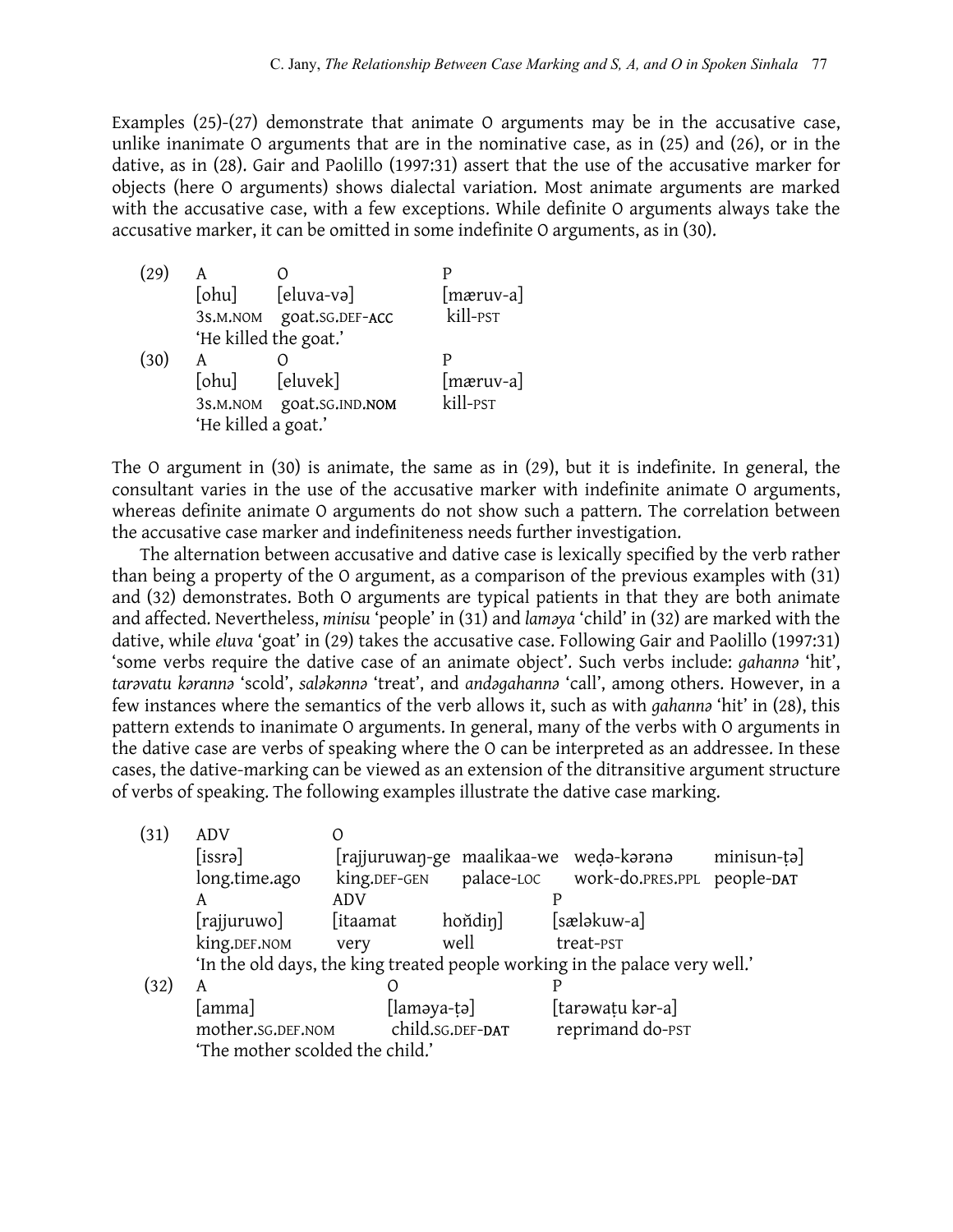Examples (25)-(27) demonstrate that animate O arguments may be in the accusative case, unlike inanimate O arguments that are in the nominative case, as in (25) and (26), or in the dative, as in (28). Gair and Paolillo (1997:31) assert that the use of the accusative marker for objects (here O arguments) shows dialectal variation. Most animate arguments are marked with the accusative case, with a few exceptions. While definite O arguments always take the accusative marker, it can be omitted in some indefinite O arguments, as in (30).

| | | | |
|---|---|---|---|
| (29) | A | O | P |
| | [ohu] | [eluva-və] | [mæruv-a] |
| | 3S.M.NOM | goat.SG.DEF-ACC | kill-PST |
| | 'He killed the goat.' | | |
| (30) | A | O | P |
| | [ohu] | [eluvek] | [mæruv-a] |
| | 3S.M.NOM | goat.SG.IND.NOM | kill-PST |
| | 'He killed a goat.' | | |

The O argument in (30) is animate, the same as in (29), but it is indefinite. In general, the consultant varies in the use of the accusative marker with indefinite animate O arguments, whereas definite animate O arguments do not show such a pattern. The correlation between the accusative case marker and indefiniteness needs further investigation.

The alternation between accusative and dative case is lexically specified by the verb rather than being a property of the O argument, as a comparison of the previous examples with (31) and (32) demonstrates. Both O arguments are typical patients in that they are both animate and affected. Nevertheless, *minisu* 'people' in (31) and *laməya* 'child' in (32) are marked with the dative, while *eluva* 'goat' in (29) takes the accusative case. Following Gair and Paolillo (1997:31) 'some verbs require the dative case of an animate object'. Such verbs include: *gahannə* 'hit', *tarəvatu kərannə* 'scold', *saləkənnə* 'treat', and *andəgahannə* 'call', among others. However, in a few instances where the semantics of the verb allows it, such as with *gahannə* 'hit' in (28), this pattern extends to inanimate O arguments. In general, many of the verbs with O arguments in the dative case are verbs of speaking where the O can be interpreted as an addressee. In these cases, the dative-marking can be viewed as an extension of the ditransitive argument structure of verbs of speaking. The following examples illustrate the dative case marking.

| | | | | | |
|---|---|---|---|---|---|
| (31) | ADV | O | | | |
| | [issrə] | [rajjuruwaŋ-ge | maalikaa-we | weḍə-kərənə | minisun-ṭə] |
| | long.time.ago | king.DEF-GEN | palace-LOC | work-do.PRES.PPL | people-DAT |
| | A | ADV | | P | |
| | [rajjuruwo] | [itaamat | hoňdiŋ] | [sæləkuw-a] | |
| | king.DEF.NOM | very | well | treat-PST | |
| | 'In the old days, the king treated people working in the palace very well.' | | | | |
| (32) | A | O | P | | |
| | [amma] | [laməya-ṭə] | [tarəwaṭu kər-a] | | |
| | mother.SG.DEF.NOM | child.SG.DEF-DAT | reprimand do-PST | | |
| | 'The mother scolded the child.' | | | | |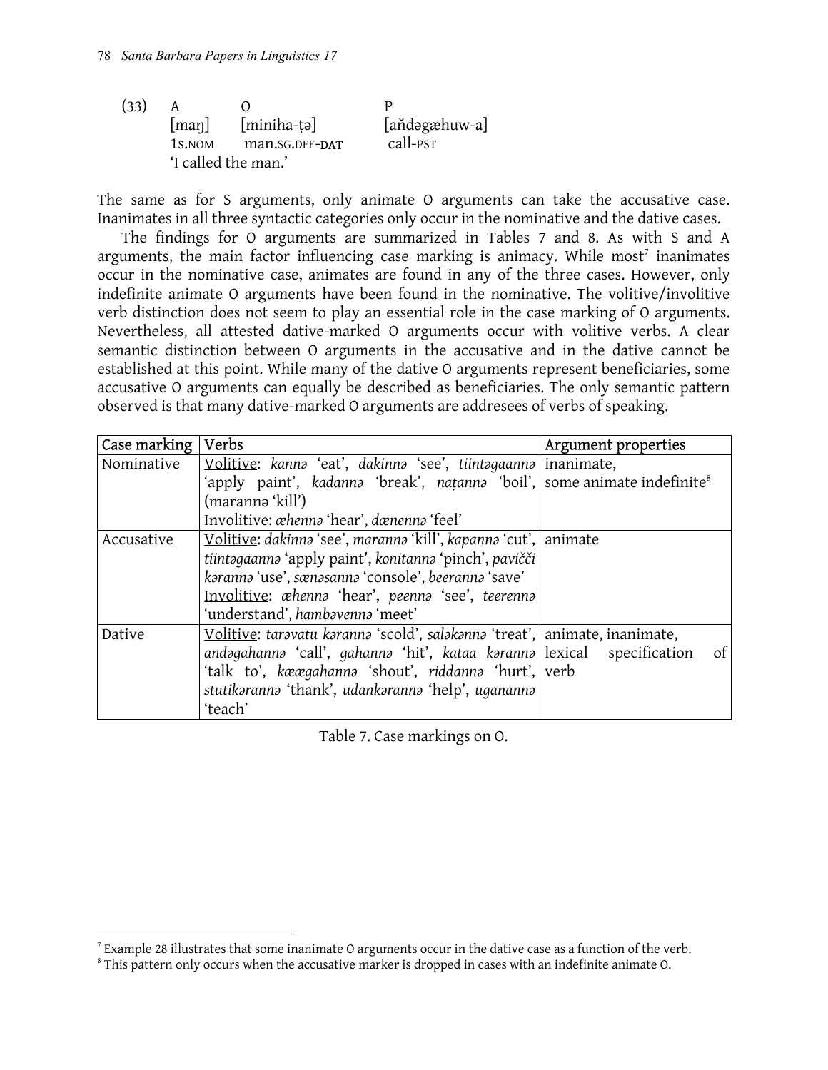(33)

| A | O | P |
|---|---|---|
| [maŋ] | [miniha-ṭə] | [aňdəgæhuw-a] |
| 1S.NOM | man.SG.DEF-**DAT** | call-PST |

'I called the man.'

The same as for S arguments, only animate O arguments can take the accusative case. Inanimates in all three syntactic categories only occur in the nominative and the dative cases.

The findings for O arguments are summarized in Tables 7 and 8. As with S and A arguments, the main factor influencing case marking is animacy. While most[7] inanimates occur in the nominative case, animates are found in any of the three cases. However, only indefinite animate O arguments have been found in the nominative. The volitive/involitive verb distinction does not seem to play an essential role in the case marking of O arguments. Nevertheless, all attested dative-marked O arguments occur with volitive verbs. A clear semantic distinction between O arguments in the accusative and in the dative cannot be established at this point. While many of the dative O arguments represent beneficiaries, some accusative O arguments can equally be described as beneficiaries. The only semantic pattern observed is that many dative-marked O arguments are addresees of verbs of speaking.

| Case marking | Verbs | Argument properties |
|---|---|---|
| Nominative | Volitive: *kannə* 'eat', *dakinnə* 'see', *tiintəgaannə* 'apply paint', *kadannə* 'break', *naṭannə* 'boil', (marannə 'kill')<br>Involitive: *æhennə* 'hear', *dænennə* 'feel' | inanimate,<br>some animate indefinite[8] |
| Accusative | Volitive: *dakinnə* 'see', *marannə* 'kill', *kapannə* 'cut', *tiintəgaannə* 'apply paint', *konitannə* 'pinch', *pavičči kərannə* 'use', *sænəsannə* 'console', *beerannə* 'save'<br>Involitive: *æhennə* 'hear', *peennə* 'see', *teerennə* 'understand', *hambəvennə* 'meet' | animate |
| Dative | Volitive: *tarəvatu kərannə* 'scold', *saləkənnə* 'treat', *andəgahannə* 'call', *gahannə* 'hit', *kataa kərannə* 'talk to', *kææ gahannə* 'shout', *riddannə* 'hurt', *stutikərannə* 'thank', *udankərannə* 'help', *uganannə* 'teach' | animate, inanimate,<br>lexical specification of verb |

Table 7. Case markings on O.

[7] Example 28 illustrates that some inanimate O arguments occur in the dative case as a function of the verb.

[8] This pattern only occurs when the accusative marker is dropped in cases with an indefinite animate O.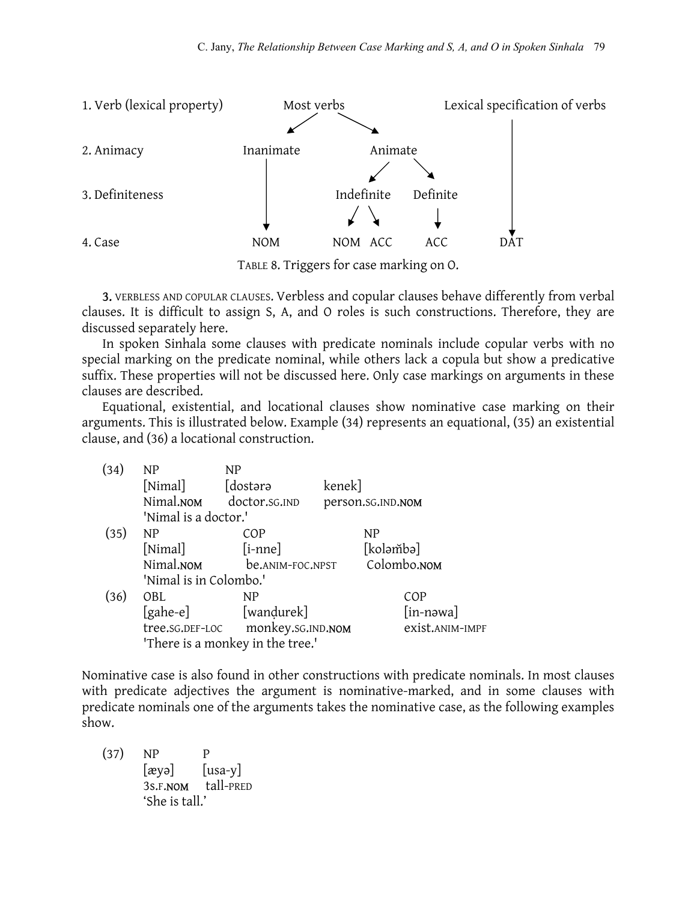| | | | | | |
|---|---|---|---|---|---|
| 1. Verb (lexical property) | Most verbs | | | | Lexical specification of verbs |
| 2. Animacy | Inanimate | Animate | | | ↓ |
| 3. Definiteness | ↓ | Indefinite | | Definite | ↓ |
| 4. Case | NOM | NOM | ACC | ACC | DAT |

TABLE 8. Triggers for case marking on O.

**3.** VERBLESS AND COPULAR CLAUSES. Verbless and copular clauses behave differently from verbal clauses. It is difficult to assign S, A, and O roles is such constructions. Therefore, they are discussed separately here.

In spoken Sinhala some clauses with predicate nominals include copular verbs with no special marking on the predicate nominal, while others lack a copula but show a predicative suffix. These properties will not be discussed here. Only case markings on arguments in these clauses are described.

Equational, existential, and locational clauses show nominative case marking on their arguments. This is illustrated below. Example (34) represents an equational, (35) an existential clause, and (36) a locational construction.

(34)
| NP | NP | |
|---|---|---|
| [Nimal] | [dostərə | kenek] |
| Nimal.**NOM** | doctor.SG.IND | person.SG.IND.**NOM** |

'Nimal is a doctor.'

(35)
| NP | COP | NP |
|---|---|---|
| [Nimal] | [i-nne] | [koləm̆bə] |
| Nimal.**NOM** | be.ANIM-FOC.NPST | Colombo.**NOM** |

'Nimal is in Colombo.'

(36)
| OBL | NP | COP |
|---|---|---|
| [gahe-e] | [wanḍurek] | [in-nəwa] |
| tree.SG.DEF-LOC | monkey.SG.IND.**NOM** | exist.ANIM-IMPF |

'There is a monkey in the tree.'

Nominative case is also found in other constructions with predicate nominals. In most clauses with predicate adjectives the argument is nominative-marked, and in some clauses with predicate nominals one of the arguments takes the nominative case, as the following examples show.

(37)
| NP | P |
|---|---|
| [æyə] | [usa-y] |
| 3S.F.**NOM** | tall-PRED |

'She is tall.'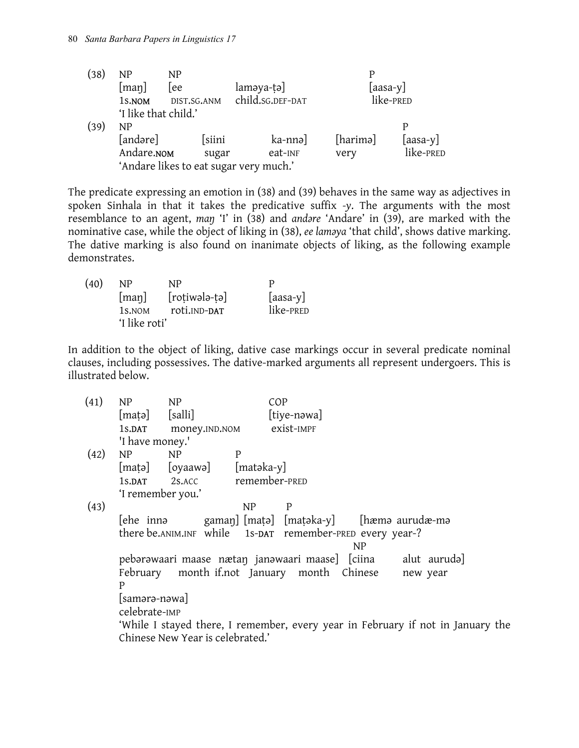(38) NP NP P
[maŋ] [ee lamәya-ṭә] [aasa-y]
1s.NOM DIST.SG.ANM child.SG.DEF-DAT like-PRED
'I like that child.'

(39) NP P
[andәre] [siini ka-nnә] [harimә] [aasa-y]
Andare.NOM sugar eat-INF very like-PRED
'Andare likes to eat sugar very much.'

The predicate expressing an emotion in (38) and (39) behaves in the same way as adjectives in spoken Sinhala in that it takes the predicative suffix *-y*. The arguments with the most resemblance to an agent, *maŋ* 'I' in (38) and *andәre* 'Andare' in (39), are marked with the nominative case, while the object of liking in (38), *ee lamәya* 'that child', shows dative marking. The dative marking is also found on inanimate objects of liking, as the following example demonstrates.

(40) NP NP P
[maŋ] [roṭiwәlә-ṭә] [aasa-y]
1s.NOM roti.IND-DAT like-PRED
'I like roti'

In addition to the object of liking, dative case markings occur in several predicate nominal clauses, including possessives. The dative-marked arguments all represent undergoers. This is illustrated below.

(41) NP NP COP
[maṭә] [salli] [tiye-nәwa]
1s.DAT money.IND.NOM exist-IMPF
'I have money.'

(42) NP NP P
[maṭә] [oyaawә] [matәka-y]
1s.DAT 2s.ACC remember-PRED
'I remember you.'

(43) NP P
[ehe innә gamaŋ] [maṭә] [maṭәka-y] [hæmә aurudæ-mә
there be.ANIM.INF while 1s-DAT remember-PRED every year-?
NP
pebәrәwaari maase nætaŋ janәwaari maase] [ciina alut aurudә]
February month if.not January month Chinese new year
P
[samәrә-nәwa]
celebrate-IMP
'While I stayed there, I remember, every year in February if not in January the Chinese New Year is celebrated.'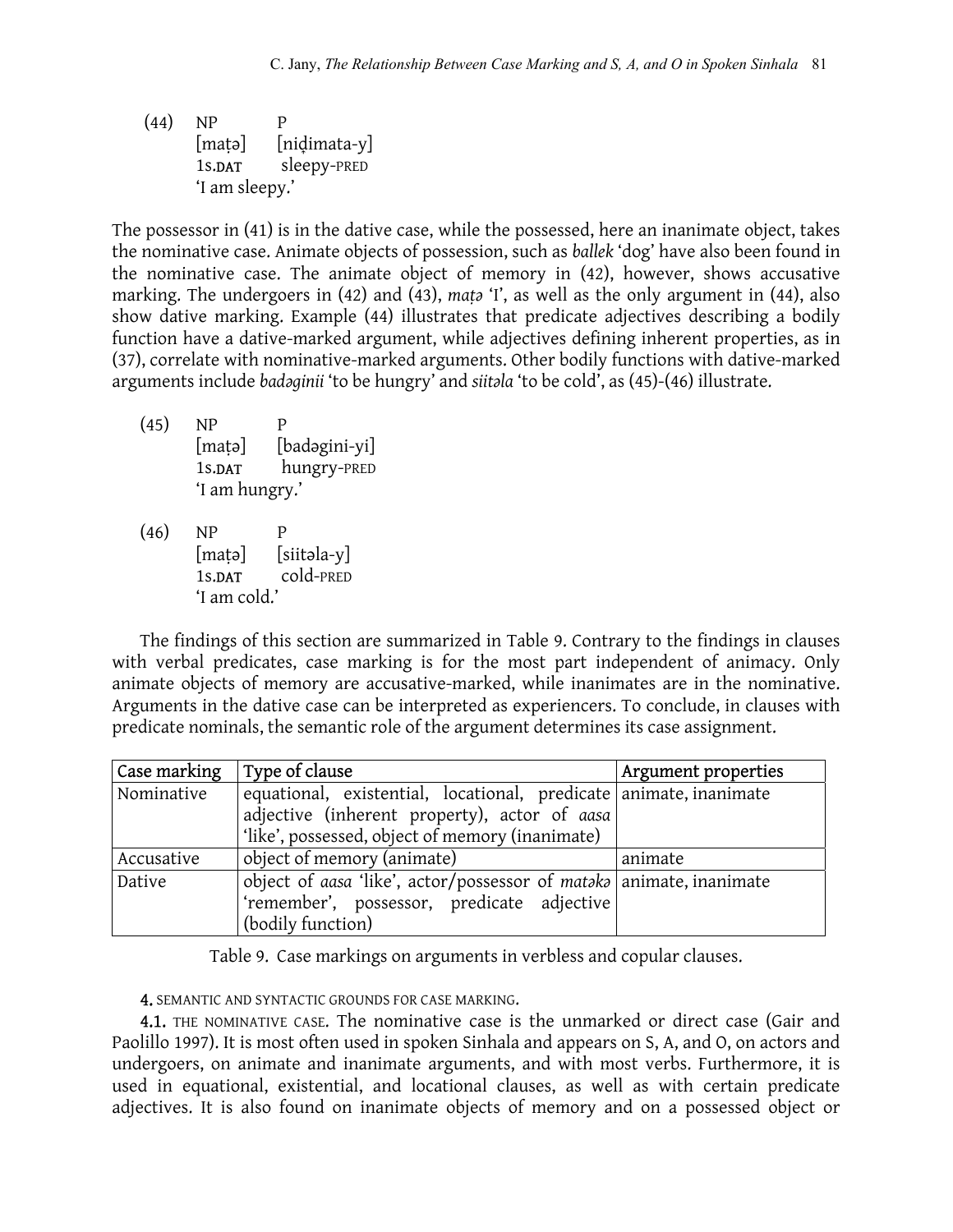(44) NP P
[maṭə] [niḍimata-y]
1s.DAT sleepy-PRED
'I am sleepy.'

The possessor in (41) is in the dative case, while the possessed, here an inanimate object, takes the nominative case. Animate objects of possession, such as *ballek* 'dog' have also been found in the nominative case. The animate object of memory in (42), however, shows accusative marking. The undergoers in (42) and (43), *maṭə* 'I', as well as the only argument in (44), also show dative marking. Example (44) illustrates that predicate adjectives describing a bodily function have a dative-marked argument, while adjectives defining inherent properties, as in (37), correlate with nominative-marked arguments. Other bodily functions with dative-marked arguments include *badəginii* 'to be hungry' and *siitəla* 'to be cold', as (45)-(46) illustrate.

(45) NP P
[maṭə] [badəgini-yi]
1s.DAT hungry-PRED
'I am hungry.'

(46) NP P
[maṭə] [siitəla-y]
1s.DAT cold-PRED
'I am cold.'

The findings of this section are summarized in Table 9. Contrary to the findings in clauses with verbal predicates, case marking is for the most part independent of animacy. Only animate objects of memory are accusative-marked, while inanimates are in the nominative. Arguments in the dative case can be interpreted as experiencers. To conclude, in clauses with predicate nominals, the semantic role of the argument determines its case assignment.

| Case marking | Type of clause | Argument properties |
|---|---|---|
| Nominative | equational, existential, locational, predicate adjective (inherent property), actor of *aasa* 'like', possessed, object of memory (inanimate) | animate, inanimate |
| Accusative | object of memory (animate) | animate |
| Dative | object of *aasa* 'like', actor/possessor of *matəkə* 'remember', possessor, predicate adjective (bodily function) | animate, inanimate |

Table 9. Case markings on arguments in verbless and copular clauses.

## 4. SEMANTIC AND SYNTACTIC GROUNDS FOR CASE MARKING.

**4.1.** THE NOMINATIVE CASE. The nominative case is the unmarked or direct case (Gair and Paolillo 1997). It is most often used in spoken Sinhala and appears on S, A, and O, on actors and undergoers, on animate and inanimate arguments, and with most verbs. Furthermore, it is used in equational, existential, and locational clauses, as well as with certain predicate adjectives. It is also found on inanimate objects of memory and on a possessed object or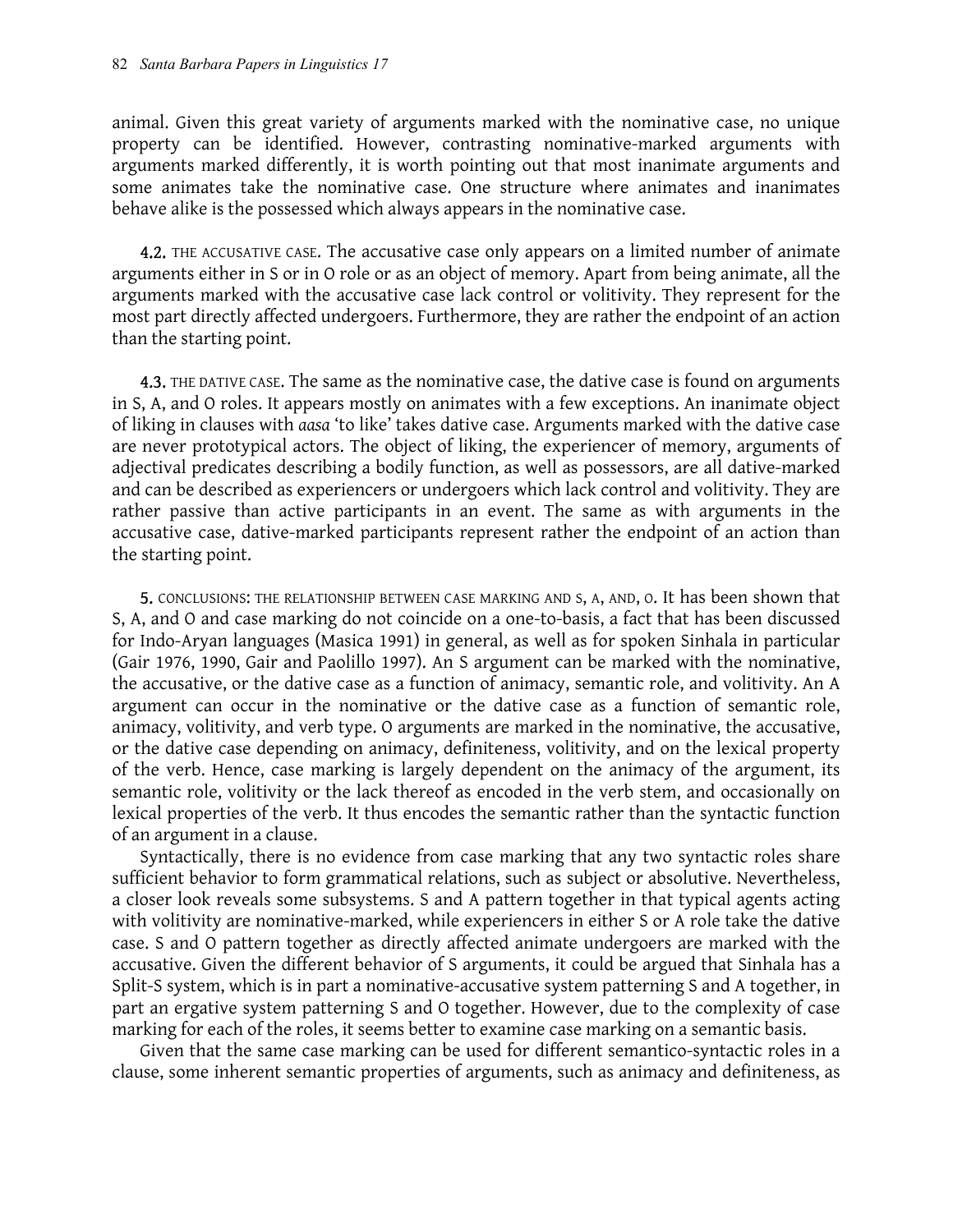animal. Given this great variety of arguments marked with the nominative case, no unique property can be identified. However, contrasting nominative-marked arguments with arguments marked differently, it is worth pointing out that most inanimate arguments and some animates take the nominative case. One structure where animates and inanimates behave alike is the possessed which always appears in the nominative case.

**4.2.** THE ACCUSATIVE CASE. The accusative case only appears on a limited number of animate arguments either in S or in O role or as an object of memory. Apart from being animate, all the arguments marked with the accusative case lack control or volitivity. They represent for the most part directly affected undergoers. Furthermore, they are rather the endpoint of an action than the starting point.

**4.3.** THE DATIVE CASE. The same as the nominative case, the dative case is found on arguments in S, A, and O roles. It appears mostly on animates with a few exceptions. An inanimate object of liking in clauses with *aasa* 'to like' takes dative case. Arguments marked with the dative case are never prototypical actors. The object of liking, the experiencer of memory, arguments of adjectival predicates describing a bodily function, as well as possessors, are all dative-marked and can be described as experiencers or undergoers which lack control and volitivity. They are rather passive than active participants in an event. The same as with arguments in the accusative case, dative-marked participants represent rather the endpoint of an action than the starting point.

**5.** CONCLUSIONS: THE RELATIONSHIP BETWEEN CASE MARKING AND S, A, AND, O. It has been shown that S, A, and O and case marking do not coincide on a one-to-basis, a fact that has been discussed for Indo-Aryan languages (Masica 1991) in general, as well as for spoken Sinhala in particular (Gair 1976, 1990, Gair and Paolillo 1997). An S argument can be marked with the nominative, the accusative, or the dative case as a function of animacy, semantic role, and volitivity. An A argument can occur in the nominative or the dative case as a function of semantic role, animacy, volitivity, and verb type. O arguments are marked in the nominative, the accusative, or the dative case depending on animacy, definiteness, volitivity, and on the lexical property of the verb. Hence, case marking is largely dependent on the animacy of the argument, its semantic role, volitivity or the lack thereof as encoded in the verb stem, and occasionally on lexical properties of the verb. It thus encodes the semantic rather than the syntactic function of an argument in a clause.

Syntactically, there is no evidence from case marking that any two syntactic roles share sufficient behavior to form grammatical relations, such as subject or absolutive. Nevertheless, a closer look reveals some subsystems. S and A pattern together in that typical agents acting with volitivity are nominative-marked, while experiencers in either S or A role take the dative case. S and O pattern together as directly affected animate undergoers are marked with the accusative. Given the different behavior of S arguments, it could be argued that Sinhala has a Split-S system, which is in part a nominative-accusative system patterning S and A together, in part an ergative system patterning S and O together. However, due to the complexity of case marking for each of the roles, it seems better to examine case marking on a semantic basis.

Given that the same case marking can be used for different semantico-syntactic roles in a clause, some inherent semantic properties of arguments, such as animacy and definiteness, as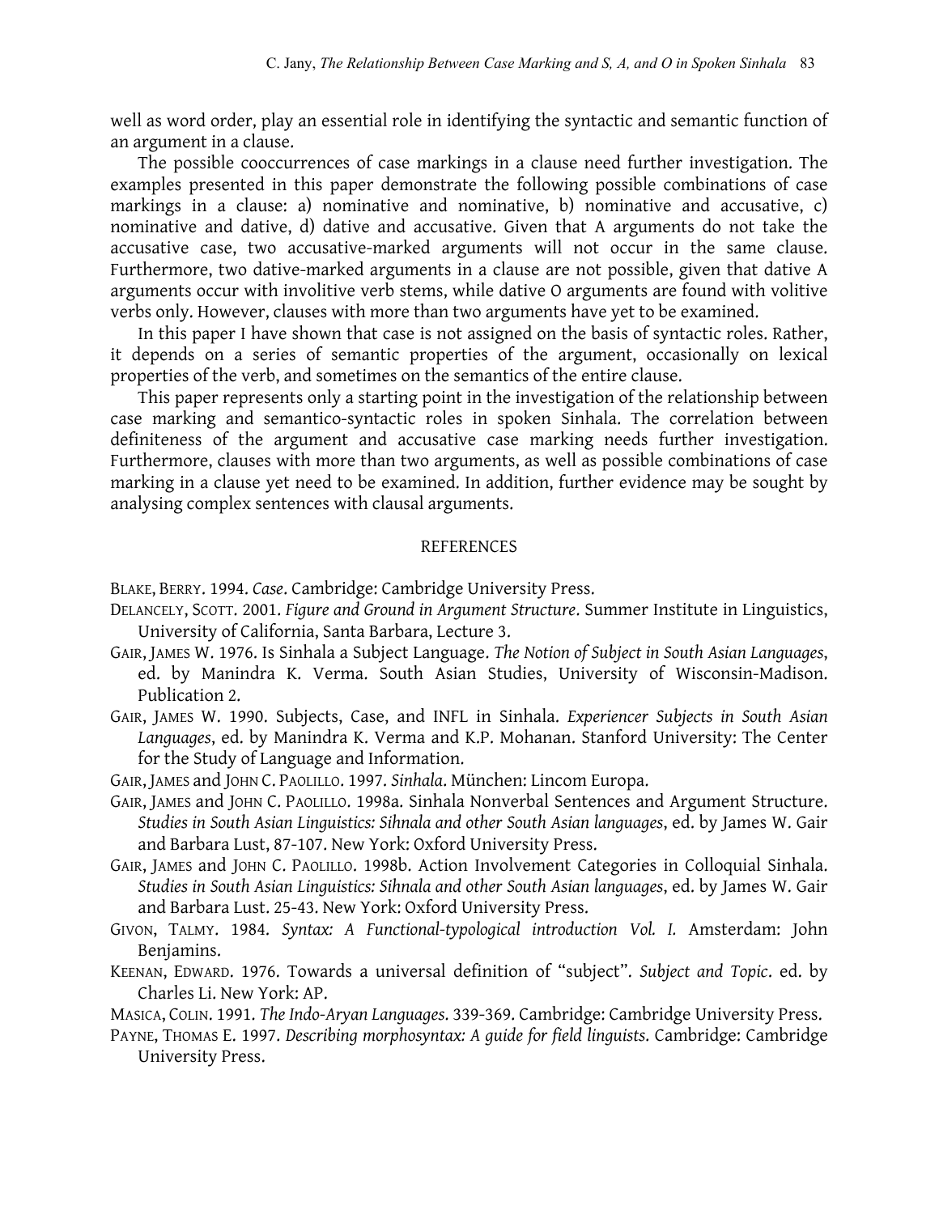well as word order, play an essential role in identifying the syntactic and semantic function of an argument in a clause.

The possible cooccurrences of case markings in a clause need further investigation. The examples presented in this paper demonstrate the following possible combinations of case markings in a clause: a) nominative and nominative, b) nominative and accusative, c) nominative and dative, d) dative and accusative. Given that A arguments do not take the accusative case, two accusative-marked arguments will not occur in the same clause. Furthermore, two dative-marked arguments in a clause are not possible, given that dative A arguments occur with involitive verb stems, while dative O arguments are found with volitive verbs only. However, clauses with more than two arguments have yet to be examined.

In this paper I have shown that case is not assigned on the basis of syntactic roles. Rather, it depends on a series of semantic properties of the argument, occasionally on lexical properties of the verb, and sometimes on the semantics of the entire clause.

This paper represents only a starting point in the investigation of the relationship between case marking and semantico-syntactic roles in spoken Sinhala. The correlation between definiteness of the argument and accusative case marking needs further investigation. Furthermore, clauses with more than two arguments, as well as possible combinations of case marking in a clause yet need to be examined. In addition, further evidence may be sought by analysing complex sentences with clausal arguments.

## REFERENCES

BLAKE, BERRY. 1994. *Case*. Cambridge: Cambridge University Press.

DELANCELY, SCOTT. 2001. *Figure and Ground in Argument Structure*. Summer Institute in Linguistics, University of California, Santa Barbara, Lecture 3.

GAIR, JAMES W. 1976. Is Sinhala a Subject Language. *The Notion of Subject in South Asian Languages*, ed. by Manindra K. Verma. South Asian Studies, University of Wisconsin-Madison. Publication 2.

GAIR, JAMES W. 1990. Subjects, Case, and INFL in Sinhala. *Experiencer Subjects in South Asian Languages*, ed. by Manindra K. Verma and K.P. Mohanan. Stanford University: The Center for the Study of Language and Information.

GAIR, JAMES and JOHN C. PAOLILLO. 1997. *Sinhala*. München: Lincom Europa.

GAIR, JAMES and JOHN C. PAOLILLO. 1998a. Sinhala Nonverbal Sentences and Argument Structure. *Studies in South Asian Linguistics: Sihnala and other South Asian languages*, ed. by James W. Gair and Barbara Lust, 87-107. New York: Oxford University Press.

GAIR, JAMES and JOHN C. PAOLILLO. 1998b. Action Involvement Categories in Colloquial Sinhala. *Studies in South Asian Linguistics: Sihnala and other South Asian languages*, ed. by James W. Gair and Barbara Lust. 25-43. New York: Oxford University Press.

GIVON, TALMY. 1984. *Syntax: A Functional-typological introduction Vol. I.* Amsterdam: John Benjamins.

KEENAN, EDWARD. 1976. Towards a universal definition of "subject". *Subject and Topic*. ed. by Charles Li. New York: AP.

MASICA, COLIN. 1991. *The Indo-Aryan Languages*. 339-369. Cambridge: Cambridge University Press.

PAYNE, THOMAS E. 1997. *Describing morphosyntax: A guide for field linguists*. Cambridge: Cambridge University Press.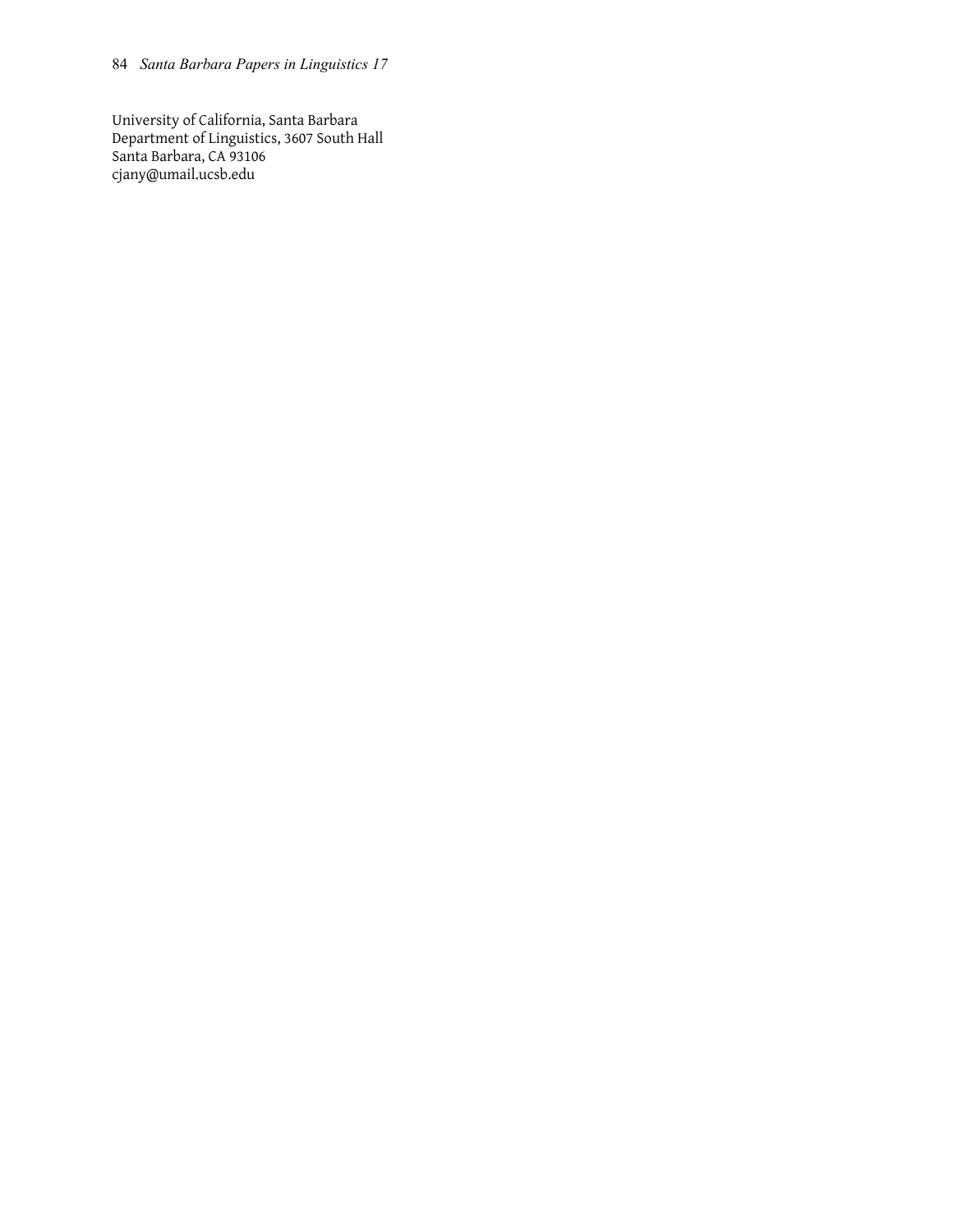University of California, Santa Barbara
Department of Linguistics, 3607 South Hall
Santa Barbara, CA 93106
cjany@umail.ucsb.edu